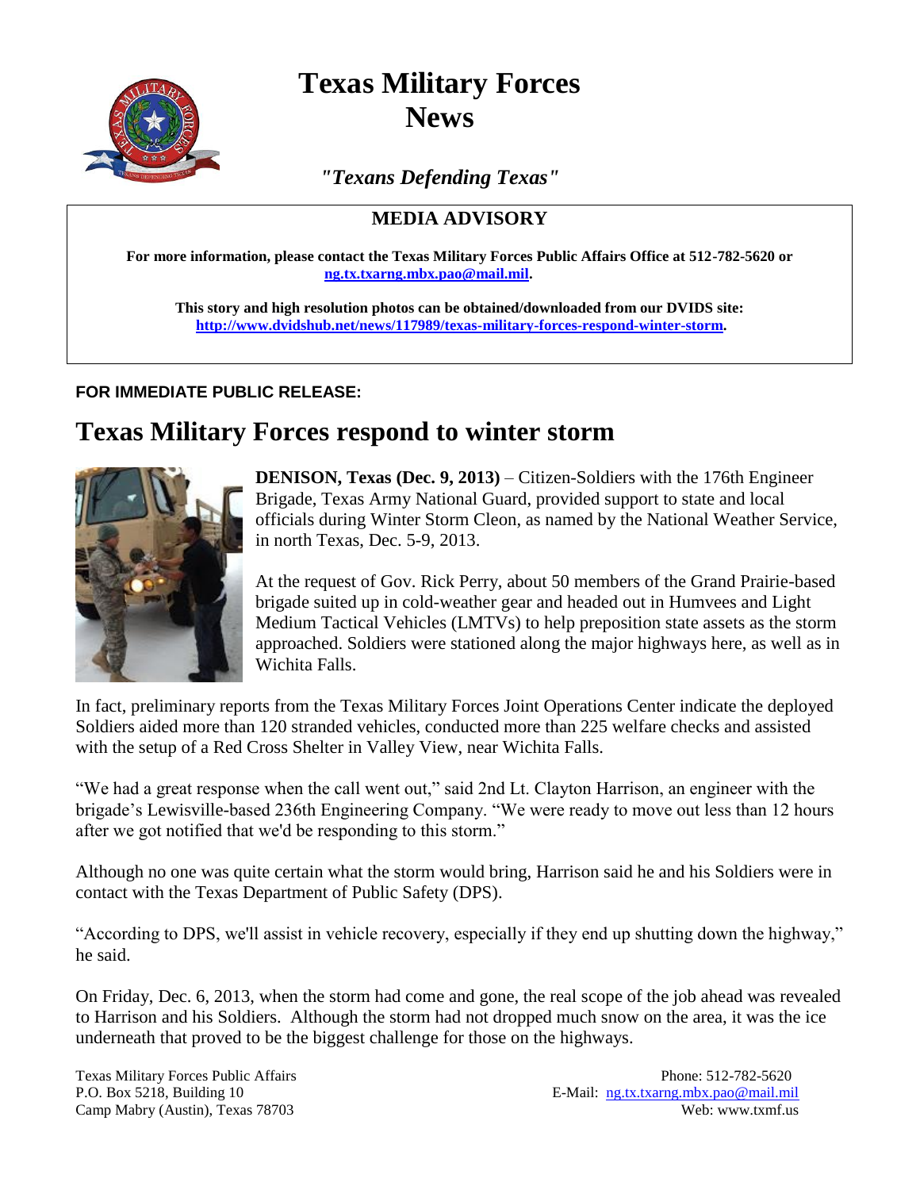# Texas Military Forces News

*"Texans Defending Texas"*

## MEDIA ADVISORY

**For more information, please contact the Texas Military Forces Public Affairs Office at 512-782-5620 or ng.tx.txarng.mbx.pao@mail.mil.**

**This story and high resolution photos can be obtained/downloaded from our DVIDS site: http://www.dvidshub.net/news/117989/texas-military-forces-respond-winter-storm.**

**FOR IMMEDIATE PUBLIC RELEASE:**

# Texas Military Forces respond to winter storm

**DENISON, Texas (Dec. 9, 2013)** – Citizen-Soldiers with the 176th Engineer Brigade, Texas Army National Guard, provided support to state and local officials during Winter Storm Cleon, as named by the National Weather Service, in north Texas, Dec. 5-9, 2013.

At the request of Gov. Rick Perry, about 50 members of the Grand Prairie-based brigade suited up in cold-weather gear and headed out in Humvees and Light Medium Tactical Vehicles (LMTVs) to help preposition state assets as the storm approached. Soldiers were stationed along the major highways here, as well as in Wichita Falls.

In fact, preliminary reports from the Texas Military Forces Joint Operations Center indicate the deployed Soldiers aided more than 120 stranded vehicles, conducted more than 225 welfare checks and assisted with the setup of a Red Cross Shelter in Valley View, near Wichita Falls.

"We had a great response when the call went out," said 2nd Lt. Clayton Harrison, an engineer with the brigade's Lewisville-based 236th Engineering Company. "We were ready to move out less than 12 hours after we got notified that we'd be responding to this storm."

Although no one was quite certain what the storm would bring, Harrison said he and his Soldiers were in contact with the Texas Department of Public Safety (DPS).

"According to DPS, we'll assist in vehicle recovery, especially if they end up shutting down the highway," he said.

On Friday, Dec. 6, 2013, when the storm had come and gone, the real scope of the job ahead was revealed to Harrison and his Soldiers. Although the storm had not dropped much snow on the area, it was the ice underneath that proved to be the biggest challenge for those on the highways.

Texas Military Forces Public Affairs
P.O. Box 5218, Building 10
Camp Mabry (Austin), Texas 78703

Phone: 512-782-5620
E-Mail: ng.tx.txarng.mbx.pao@mail.mil
Web: www.txmf.us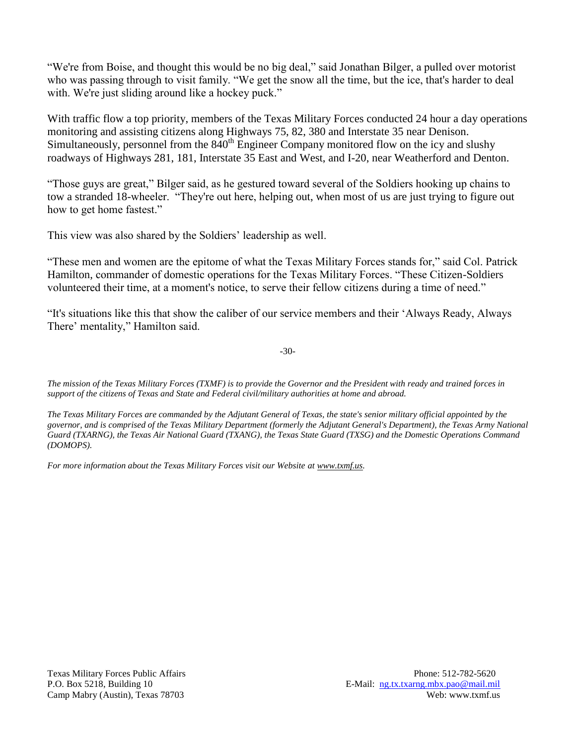"We're from Boise, and thought this would be no big deal," said Jonathan Bilger, a pulled over motorist who was passing through to visit family. "We get the snow all the time, but the ice, that's harder to deal with. We're just sliding around like a hockey puck."

With traffic flow a top priority, members of the Texas Military Forces conducted 24 hour a day operations monitoring and assisting citizens along Highways 75, 82, 380 and Interstate 35 near Denison. Simultaneously, personnel from the 840th Engineer Company monitored flow on the icy and slushy roadways of Highways 281, 181, Interstate 35 East and West, and I-20, near Weatherford and Denton.

"Those guys are great," Bilger said, as he gestured toward several of the Soldiers hooking up chains to tow a stranded 18-wheeler. "They're out here, helping out, when most of us are just trying to figure out how to get home fastest."

This view was also shared by the Soldiers' leadership as well.

"These men and women are the epitome of what the Texas Military Forces stands for," said Col. Patrick Hamilton, commander of domestic operations for the Texas Military Forces. "These Citizen-Soldiers volunteered their time, at a moment's notice, to serve their fellow citizens during a time of need."

"It's situations like this that show the caliber of our service members and their 'Always Ready, Always There' mentality," Hamilton said.

-30-

*The mission of the Texas Military Forces (TXMF) is to provide the Governor and the President with ready and trained forces in support of the citizens of Texas and State and Federal civil/military authorities at home and abroad.*

*The Texas Military Forces are commanded by the Adjutant General of Texas, the state's senior military official appointed by the governor, and is comprised of the Texas Military Department (formerly the Adjutant General's Department), the Texas Army National Guard (TXARNG), the Texas Air National Guard (TXANG), the Texas State Guard (TXSG) and the Domestic Operations Command (DOMOPS).*

*For more information about the Texas Military Forces visit our Website at www.txmf.us.*

Texas Military Forces Public Affairs
P.O. Box 5218, Building 10
Camp Mabry (Austin), Texas 78703

Phone: 512-782-5620
E-Mail: ng.tx.txarng.mbx.pao@mail.mil
Web: www.txmf.us